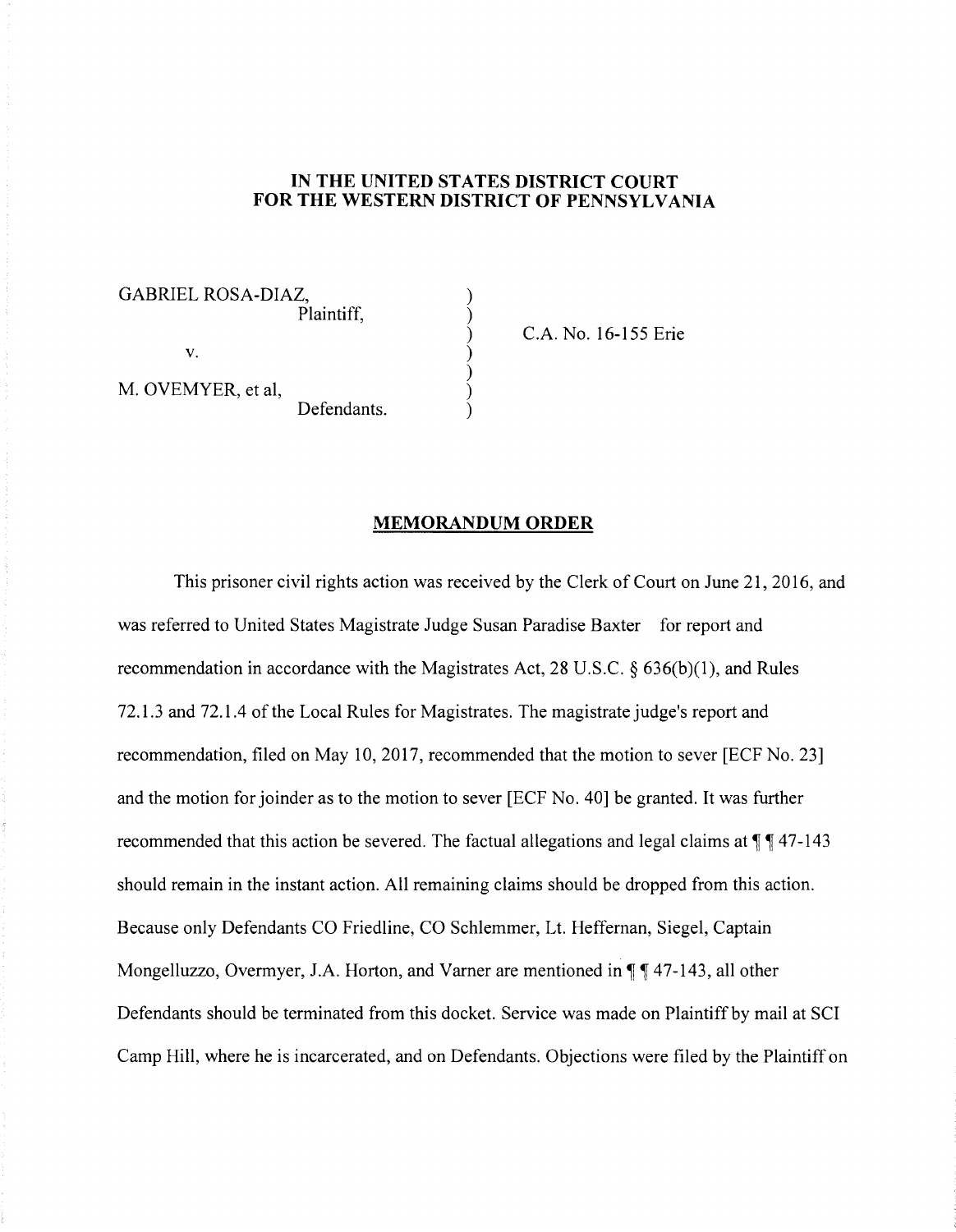**IN THE UNITED STATES DISTRICT COURT**
**FOR THE WESTERN DISTRICT OF PENNSYLVANIA**

GABRIEL ROSA-DIAZ,
Plaintiff,

v.

M. OVEMYER, et al,
Defendants.

C.A. No. 16-155 Erie

## MEMORANDUM ORDER

This prisoner civil rights action was received by the Clerk of Court on June 21, 2016, and was referred to United States Magistrate Judge Susan Paradise Baxter for report and recommendation in accordance with the Magistrates Act, 28 U.S.C. § 636(b)(1), and Rules 72.1.3 and 72.1.4 of the Local Rules for Magistrates. The magistrate judge's report and recommendation, filed on May 10, 2017, recommended that the motion to sever [ECF No. 23] and the motion for joinder as to the motion to sever [ECF No. 40] be granted. It was further recommended that this action be severed. The factual allegations and legal claims at ¶¶ 47-143 should remain in the instant action. All remaining claims should be dropped from this action. Because only Defendants CO Friedline, CO Schlemmer, Lt. Heffernan, Siegel, Captain Mongelluzzo, Overmyer, J.A. Horton, and Varner are mentioned in ¶¶ 47-143, all other Defendants should be terminated from this docket. Service was made on Plaintiff by mail at SCI Camp Hill, where he is incarcerated, and on Defendants. Objections were filed by the Plaintiff on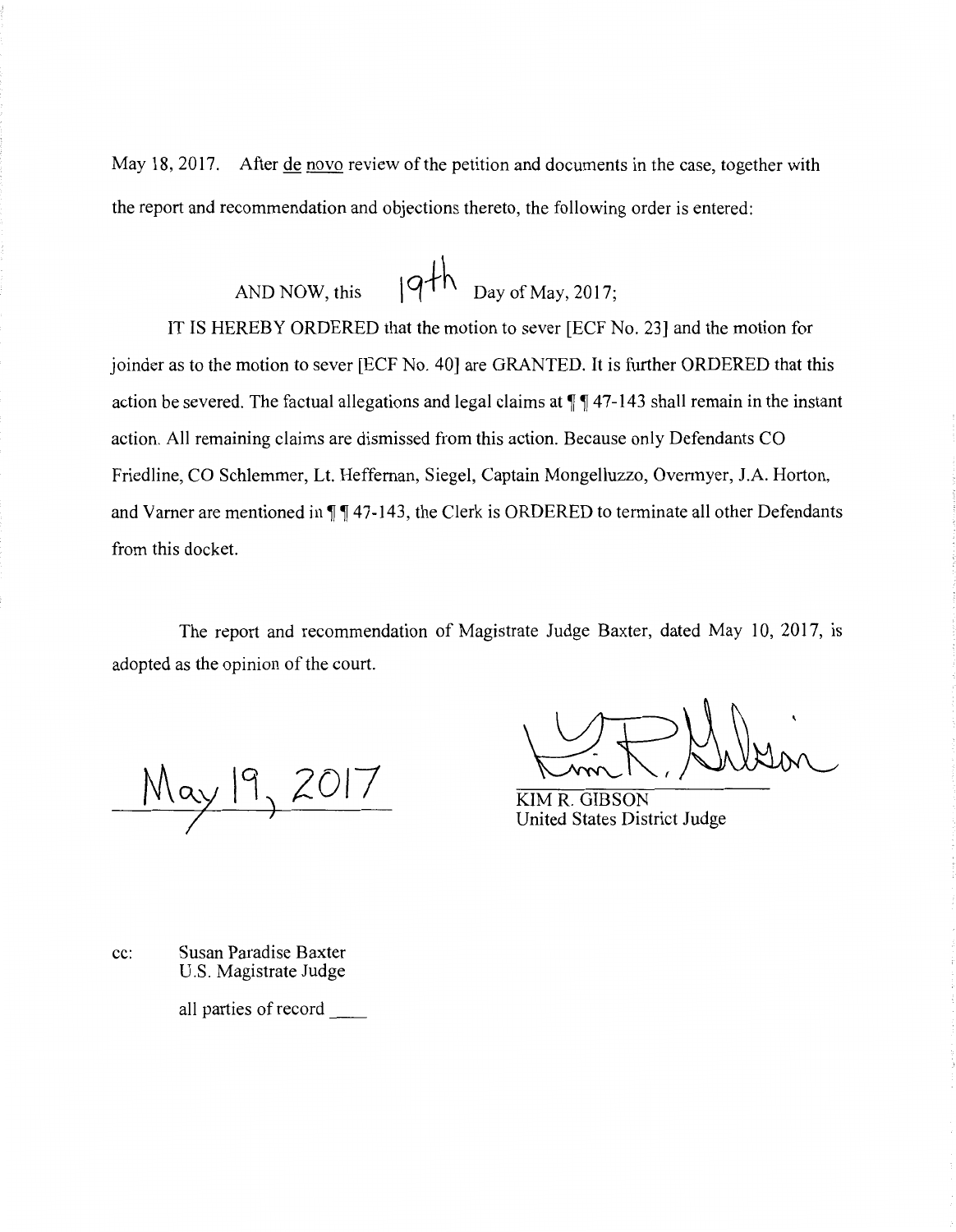May 18, 2017. After de novo review of the petition and documents in the case, together with the report and recommendation and objections thereto, the following order is entered:

AND NOW, this 19th Day of May, 2017;

IT IS HEREBY ORDERED that the motion to sever [ECF No. 23] and the motion for joinder as to the motion to sever [ECF No. 40] are GRANTED. It is further ORDERED that this action be severed. The factual allegations and legal claims at ¶¶ 47-143 shall remain in the instant action. All remaining claims are dismissed from this action. Because only Defendants CO Friedline, CO Schlemmer, Lt. Heffernan, Siegel, Captain Mongelluzzo, Overmyer, J.A. Horton, and Varner are mentioned in ¶¶ 47-143, the Clerk is ORDERED to terminate all other Defendants from this docket.

The report and recommendation of Magistrate Judge Baxter, dated May 10, 2017, is adopted as the opinion of the court.

May 19, 2017

KIM R. GIBSON
United States District Judge

cc: Susan Paradise Baxter
U.S. Magistrate Judge

all parties of record \_\_\_\_